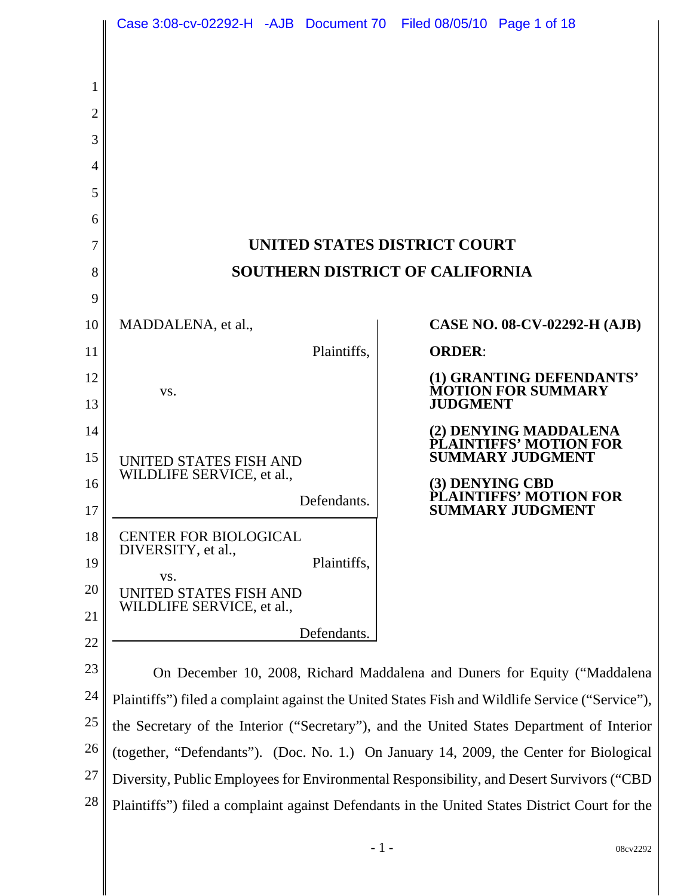# UNITED STATES DISTRICT COURT
# SOUTHERN DISTRICT OF CALIFORNIA

MADDALENA, et al.,

Plaintiffs,

vs.

UNITED STATES FISH AND WILDLIFE SERVICE, et al.,

Defendants.

CENTER FOR BIOLOGICAL DIVERSITY, et al.,

Plaintiffs,

vs.

UNITED STATES FISH AND WILDLIFE SERVICE, et al.,

Defendants.

**CASE NO. 08-CV-02292-H (AJB)**

**ORDER**:

**(1) GRANTING DEFENDANTS' MOTION FOR SUMMARY JUDGMENT**

**(2) DENYING MADDALENA PLAINTIFFS' MOTION FOR SUMMARY JUDGMENT**

**(3) DENYING CBD PLAINTIFFS' MOTION FOR SUMMARY JUDGMENT**

On December 10, 2008, Richard Maddalena and Duners for Equity ("Maddalena Plaintiffs") filed a complaint against the United States Fish and Wildlife Service ("Service"), the Secretary of the Interior ("Secretary"), and the United States Department of Interior (together, "Defendants"). (Doc. No. 1.) On January 14, 2009, the Center for Biological Diversity, Public Employees for Environmental Responsibility, and Desert Survivors ("CBD Plaintiffs") filed a complaint against Defendants in the United States District Court for the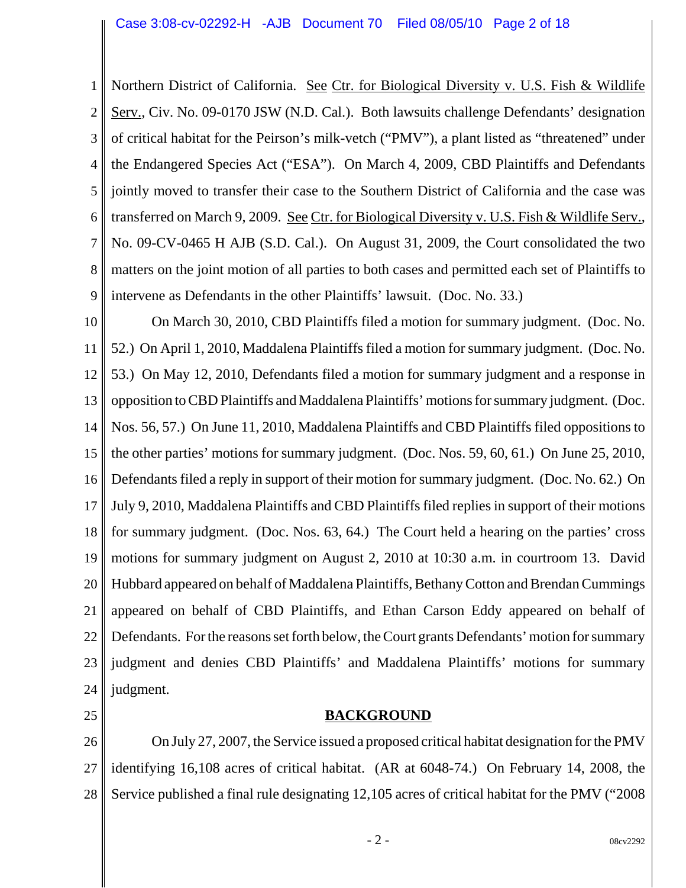Northern District of California. See Ctr. for Biological Diversity v. U.S. Fish & Wildlife Serv., Civ. No. 09-0170 JSW (N.D. Cal.). Both lawsuits challenge Defendants' designation of critical habitat for the Peirson's milk-vetch ("PMV"), a plant listed as "threatened" under the Endangered Species Act ("ESA"). On March 4, 2009, CBD Plaintiffs and Defendants jointly moved to transfer their case to the Southern District of California and the case was transferred on March 9, 2009. See Ctr. for Biological Diversity v. U.S. Fish & Wildlife Serv., No. 09-CV-0465 H AJB (S.D. Cal.). On August 31, 2009, the Court consolidated the two matters on the joint motion of all parties to both cases and permitted each set of Plaintiffs to intervene as Defendants in the other Plaintiffs' lawsuit. (Doc. No. 33.)

On March 30, 2010, CBD Plaintiffs filed a motion for summary judgment. (Doc. No. 52.) On April 1, 2010, Maddalena Plaintiffs filed a motion for summary judgment. (Doc. No. 53.) On May 12, 2010, Defendants filed a motion for summary judgment and a response in opposition to CBD Plaintiffs and Maddalena Plaintiffs' motions for summary judgment. (Doc. Nos. 56, 57.) On June 11, 2010, Maddalena Plaintiffs and CBD Plaintiffs filed oppositions to the other parties' motions for summary judgment. (Doc. Nos. 59, 60, 61.) On June 25, 2010, Defendants filed a reply in support of their motion for summary judgment. (Doc. No. 62.) On July 9, 2010, Maddalena Plaintiffs and CBD Plaintiffs filed replies in support of their motions for summary judgment. (Doc. Nos. 63, 64.) The Court held a hearing on the parties' cross motions for summary judgment on August 2, 2010 at 10:30 a.m. in courtroom 13. David Hubbard appeared on behalf of Maddalena Plaintiffs, Bethany Cotton and Brendan Cummings appeared on behalf of CBD Plaintiffs, and Ethan Carson Eddy appeared on behalf of Defendants. For the reasons set forth below, the Court grants Defendants' motion for summary judgment and denies CBD Plaintiffs' and Maddalena Plaintiffs' motions for summary judgment.

## BACKGROUND

On July 27, 2007, the Service issued a proposed critical habitat designation for the PMV identifying 16,108 acres of critical habitat. (AR at 6048-74.) On February 14, 2008, the Service published a final rule designating 12,105 acres of critical habitat for the PMV ("2008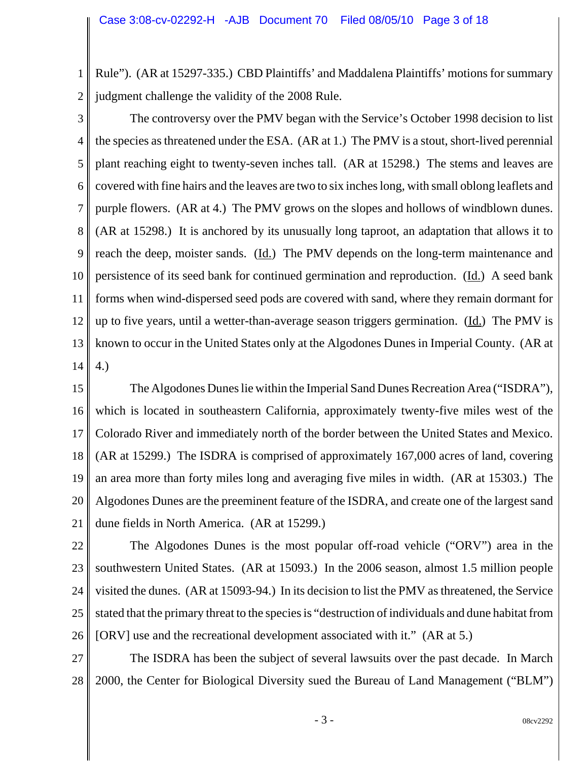Rule"). (AR at 15297-335.) CBD Plaintiffs' and Maddalena Plaintiffs' motions for summary judgment challenge the validity of the 2008 Rule.

The controversy over the PMV began with the Service's October 1998 decision to list the species as threatened under the ESA. (AR at 1.) The PMV is a stout, short-lived perennial plant reaching eight to twenty-seven inches tall. (AR at 15298.) The stems and leaves are covered with fine hairs and the leaves are two to six inches long, with small oblong leaflets and purple flowers. (AR at 4.) The PMV grows on the slopes and hollows of windblown dunes. (AR at 15298.) It is anchored by its unusually long taproot, an adaptation that allows it to reach the deep, moister sands. (Id.) The PMV depends on the long-term maintenance and persistence of its seed bank for continued germination and reproduction. (Id.) A seed bank forms when wind-dispersed seed pods are covered with sand, where they remain dormant for up to five years, until a wetter-than-average season triggers germination. (Id.) The PMV is known to occur in the United States only at the Algodones Dunes in Imperial County. (AR at 4.)

The Algodones Dunes lie within the Imperial Sand Dunes Recreation Area ("ISDRA"), which is located in southeastern California, approximately twenty-five miles west of the Colorado River and immediately north of the border between the United States and Mexico. (AR at 15299.) The ISDRA is comprised of approximately 167,000 acres of land, covering an area more than forty miles long and averaging five miles in width. (AR at 15303.) The Algodones Dunes are the preeminent feature of the ISDRA, and create one of the largest sand dune fields in North America. (AR at 15299.)

The Algodones Dunes is the most popular off-road vehicle ("ORV") area in the southwestern United States. (AR at 15093.) In the 2006 season, almost 1.5 million people visited the dunes. (AR at 15093-94.) In its decision to list the PMV as threatened, the Service stated that the primary threat to the species is "destruction of individuals and dune habitat from [ORV] use and the recreational development associated with it." (AR at 5.)

The ISDRA has been the subject of several lawsuits over the past decade. In March 2000, the Center for Biological Diversity sued the Bureau of Land Management ("BLM")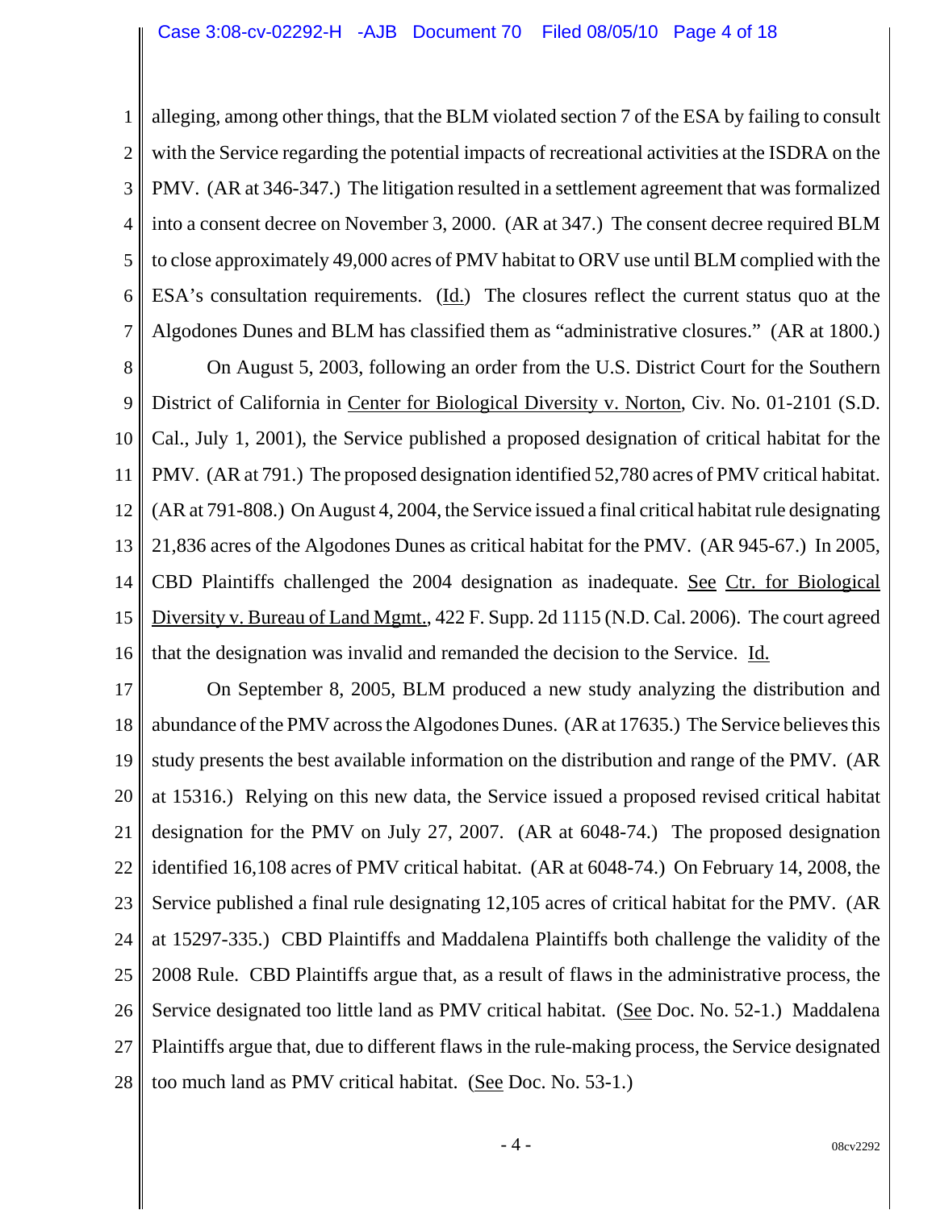alleging, among other things, that the BLM violated section 7 of the ESA by failing to consult with the Service regarding the potential impacts of recreational activities at the ISDRA on the PMV. (AR at 346-347.) The litigation resulted in a settlement agreement that was formalized into a consent decree on November 3, 2000. (AR at 347.) The consent decree required BLM to close approximately 49,000 acres of PMV habitat to ORV use until BLM complied with the ESA's consultation requirements. (Id.) The closures reflect the current status quo at the Algodones Dunes and BLM has classified them as "administrative closures." (AR at 1800.)

On August 5, 2003, following an order from the U.S. District Court for the Southern District of California in Center for Biological Diversity v. Norton, Civ. No. 01-2101 (S.D. Cal., July 1, 2001), the Service published a proposed designation of critical habitat for the PMV. (AR at 791.) The proposed designation identified 52,780 acres of PMV critical habitat. (AR at 791-808.) On August 4, 2004, the Service issued a final critical habitat rule designating 21,836 acres of the Algodones Dunes as critical habitat for the PMV. (AR 945-67.) In 2005, CBD Plaintiffs challenged the 2004 designation as inadequate. See Ctr. for Biological Diversity v. Bureau of Land Mgmt., 422 F. Supp. 2d 1115 (N.D. Cal. 2006). The court agreed that the designation was invalid and remanded the decision to the Service. Id.

On September 8, 2005, BLM produced a new study analyzing the distribution and abundance of the PMV across the Algodones Dunes. (AR at 17635.) The Service believes this study presents the best available information on the distribution and range of the PMV. (AR at 15316.) Relying on this new data, the Service issued a proposed revised critical habitat designation for the PMV on July 27, 2007. (AR at 6048-74.) The proposed designation identified 16,108 acres of PMV critical habitat. (AR at 6048-74.) On February 14, 2008, the Service published a final rule designating 12,105 acres of critical habitat for the PMV. (AR at 15297-335.) CBD Plaintiffs and Maddalena Plaintiffs both challenge the validity of the 2008 Rule. CBD Plaintiffs argue that, as a result of flaws in the administrative process, the Service designated too little land as PMV critical habitat. (See Doc. No. 52-1.) Maddalena Plaintiffs argue that, due to different flaws in the rule-making process, the Service designated too much land as PMV critical habitat. (See Doc. No. 53-1.)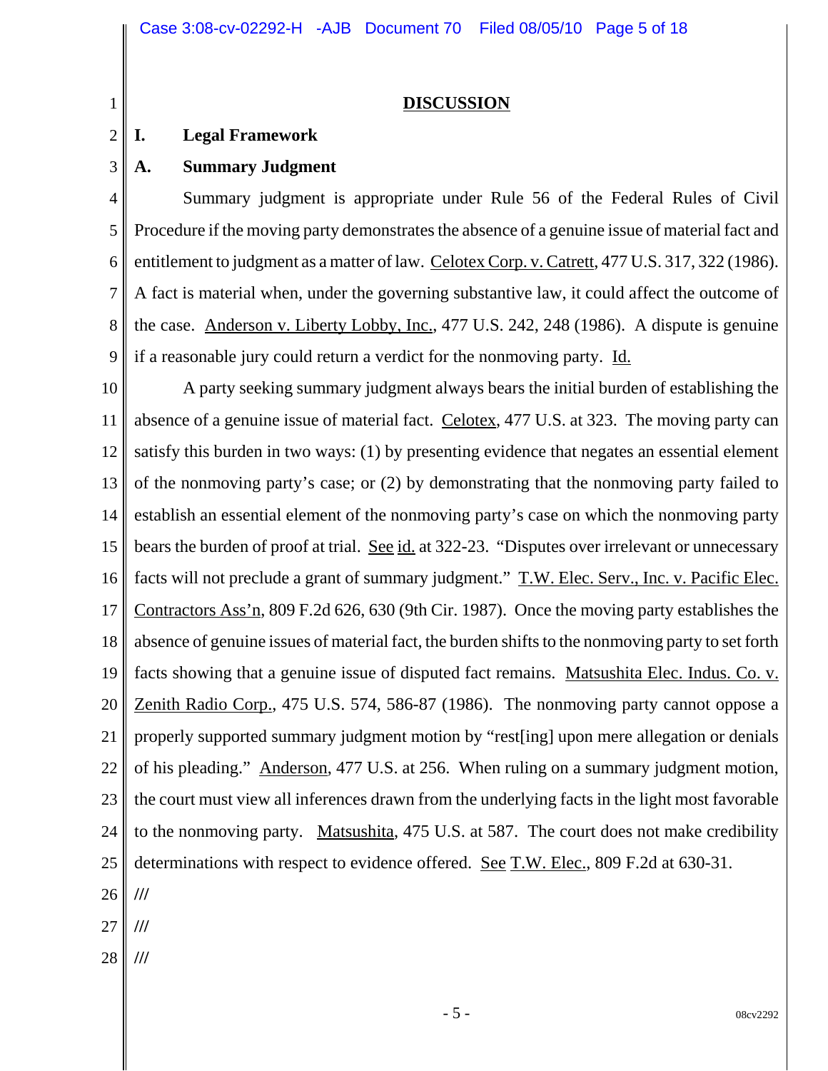## DISCUSSION

### I. Legal Framework

### A. Summary Judgment

Summary judgment is appropriate under Rule 56 of the Federal Rules of Civil Procedure if the moving party demonstrates the absence of a genuine issue of material fact and entitlement to judgment as a matter of law. Celotex Corp. v. Catrett, 477 U.S. 317, 322 (1986). A fact is material when, under the governing substantive law, it could affect the outcome of the case. Anderson v. Liberty Lobby, Inc., 477 U.S. 242, 248 (1986). A dispute is genuine if a reasonable jury could return a verdict for the nonmoving party. Id.

A party seeking summary judgment always bears the initial burden of establishing the absence of a genuine issue of material fact. Celotex, 477 U.S. at 323. The moving party can satisfy this burden in two ways: (1) by presenting evidence that negates an essential element of the nonmoving party's case; or (2) by demonstrating that the nonmoving party failed to establish an essential element of the nonmoving party's case on which the nonmoving party bears the burden of proof at trial. See id. at 322-23. "Disputes over irrelevant or unnecessary facts will not preclude a grant of summary judgment." T.W. Elec. Serv., Inc. v. Pacific Elec. Contractors Ass'n, 809 F.2d 626, 630 (9th Cir. 1987). Once the moving party establishes the absence of genuine issues of material fact, the burden shifts to the nonmoving party to set forth facts showing that a genuine issue of disputed fact remains. Matsushita Elec. Indus. Co. v. Zenith Radio Corp., 475 U.S. 574, 586-87 (1986). The nonmoving party cannot oppose a properly supported summary judgment motion by "rest[ing] upon mere allegation or denials of his pleading." Anderson, 477 U.S. at 256. When ruling on a summary judgment motion, the court must view all inferences drawn from the underlying facts in the light most favorable to the nonmoving party. Matsushita, 475 U.S. at 587. The court does not make credibility determinations with respect to evidence offered. See T.W. Elec., 809 F.2d at 630-31.

///

///

///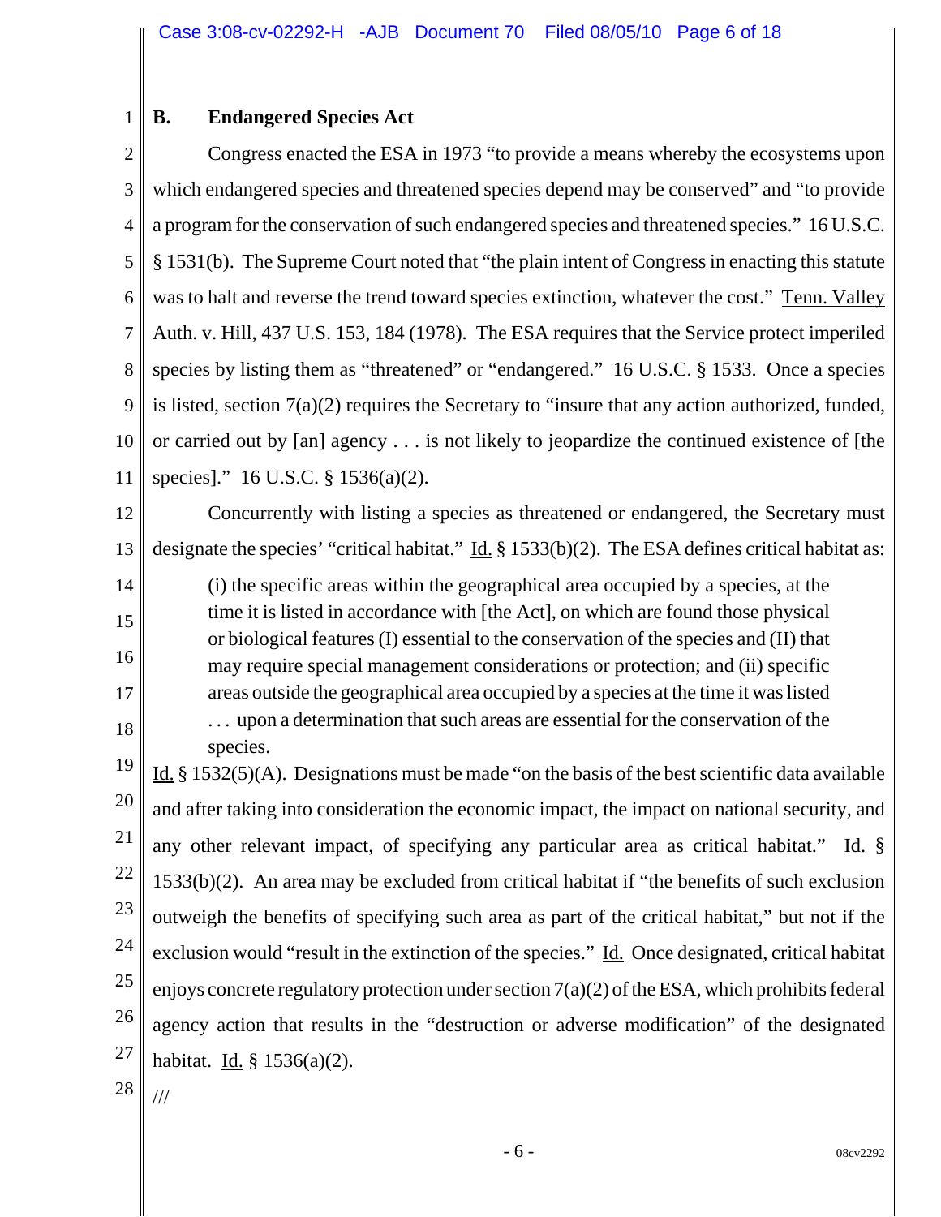### B. Endangered Species Act

Congress enacted the ESA in 1973 "to provide a means whereby the ecosystems upon which endangered species and threatened species depend may be conserved" and "to provide a program for the conservation of such endangered species and threatened species." 16 U.S.C. § 1531(b). The Supreme Court noted that "the plain intent of Congress in enacting this statute was to halt and reverse the trend toward species extinction, whatever the cost." Tenn. Valley Auth. v. Hill, 437 U.S. 153, 184 (1978). The ESA requires that the Service protect imperiled species by listing them as "threatened" or "endangered." 16 U.S.C. § 1533. Once a species is listed, section 7(a)(2) requires the Secretary to "insure that any action authorized, funded, or carried out by [an] agency . . . is not likely to jeopardize the continued existence of [the species]." 16 U.S.C. § 1536(a)(2).

Concurrently with listing a species as threatened or endangered, the Secretary must designate the species' "critical habitat." Id. § 1533(b)(2). The ESA defines critical habitat as:

> (i) the specific areas within the geographical area occupied by a species, at the time it is listed in accordance with [the Act], on which are found those physical or biological features (I) essential to the conservation of the species and (II) that may require special management considerations or protection; and (ii) specific areas outside the geographical area occupied by a species at the time it was listed . . . upon a determination that such areas are essential for the conservation of the species.

Id. § 1532(5)(A). Designations must be made "on the basis of the best scientific data available and after taking into consideration the economic impact, the impact on national security, and any other relevant impact, of specifying any particular area as critical habitat." Id. § 1533(b)(2). An area may be excluded from critical habitat if "the benefits of such exclusion outweigh the benefits of specifying such area as part of the critical habitat," but not if the exclusion would "result in the extinction of the species." Id. Once designated, critical habitat enjoys concrete regulatory protection under section 7(a)(2) of the ESA, which prohibits federal agency action that results in the "destruction or adverse modification" of the designated habitat. Id. § 1536(a)(2).

///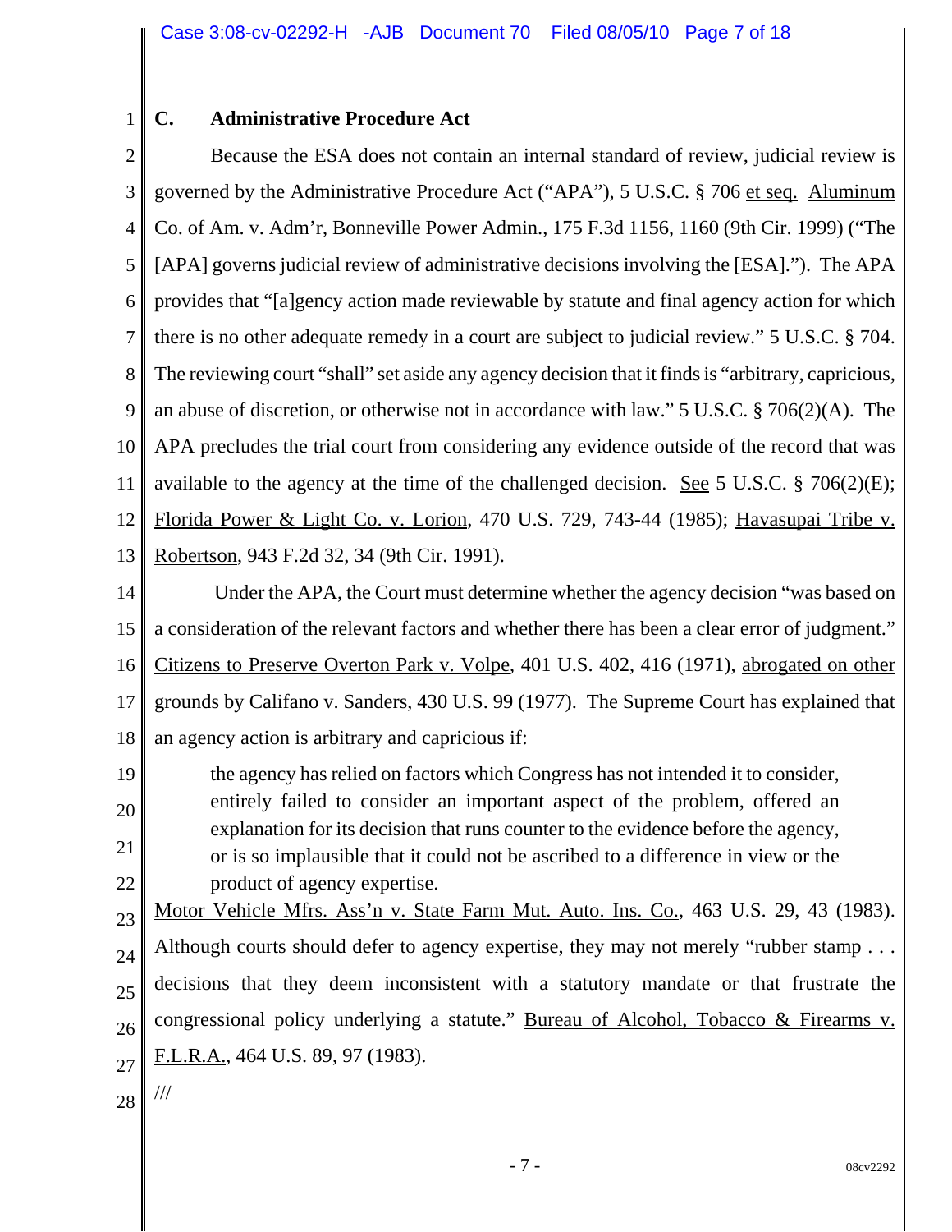### C. Administrative Procedure Act

Because the ESA does not contain an internal standard of review, judicial review is governed by the Administrative Procedure Act ("APA"), 5 U.S.C. § 706 et seq. Aluminum Co. of Am. v. Adm'r, Bonneville Power Admin., 175 F.3d 1156, 1160 (9th Cir. 1999) ("The [APA] governs judicial review of administrative decisions involving the [ESA]."). The APA provides that "[a]gency action made reviewable by statute and final agency action for which there is no other adequate remedy in a court are subject to judicial review." 5 U.S.C. § 704. The reviewing court "shall" set aside any agency decision that it finds is "arbitrary, capricious, an abuse of discretion, or otherwise not in accordance with law." 5 U.S.C. § 706(2)(A). The APA precludes the trial court from considering any evidence outside of the record that was available to the agency at the time of the challenged decision. See 5 U.S.C. § 706(2)(E); Florida Power & Light Co. v. Lorion, 470 U.S. 729, 743-44 (1985); Havasupai Tribe v. Robertson, 943 F.2d 32, 34 (9th Cir. 1991).

Under the APA, the Court must determine whether the agency decision "was based on a consideration of the relevant factors and whether there has been a clear error of judgment." Citizens to Preserve Overton Park v. Volpe, 401 U.S. 402, 416 (1971), abrogated on other grounds by Califano v. Sanders, 430 U.S. 99 (1977). The Supreme Court has explained that an agency action is arbitrary and capricious if:

> the agency has relied on factors which Congress has not intended it to consider, entirely failed to consider an important aspect of the problem, offered an explanation for its decision that runs counter to the evidence before the agency, or is so implausible that it could not be ascribed to a difference in view or the product of agency expertise.

Motor Vehicle Mfrs. Ass'n v. State Farm Mut. Auto. Ins. Co., 463 U.S. 29, 43 (1983). Although courts should defer to agency expertise, they may not merely "rubber stamp . . . decisions that they deem inconsistent with a statutory mandate or that frustrate the congressional policy underlying a statute." Bureau of Alcohol, Tobacco & Firearms v. F.L.R.A., 464 U.S. 89, 97 (1983).

///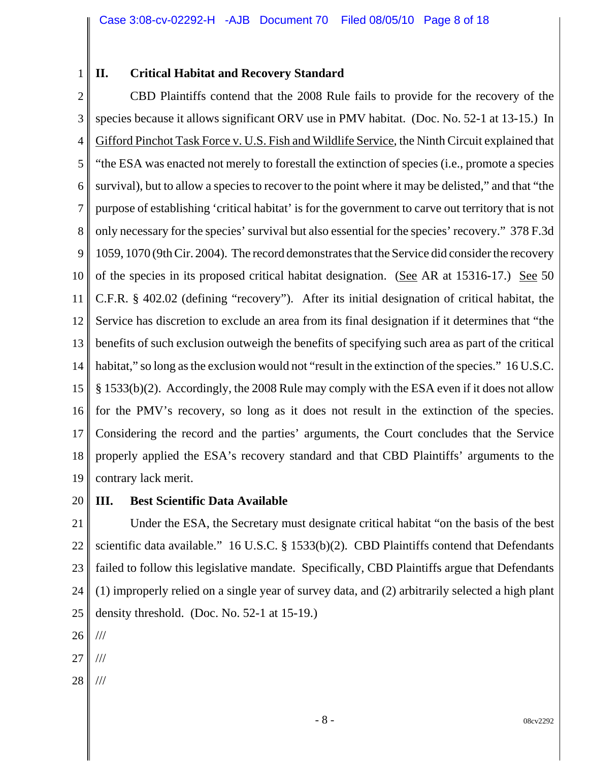## II. Critical Habitat and Recovery Standard

CBD Plaintiffs contend that the 2008 Rule fails to provide for the recovery of the species because it allows significant ORV use in PMV habitat. (Doc. No. 52-1 at 13-15.) In Gifford Pinchot Task Force v. U.S. Fish and Wildlife Service, the Ninth Circuit explained that "the ESA was enacted not merely to forestall the extinction of species (i.e., promote a species survival), but to allow a species to recover to the point where it may be delisted," and that "the purpose of establishing 'critical habitat' is for the government to carve out territory that is not only necessary for the species' survival but also essential for the species' recovery." 378 F.3d 1059, 1070 (9th Cir. 2004). The record demonstrates that the Service did consider the recovery of the species in its proposed critical habitat designation. (See AR at 15316-17.) See 50 C.F.R. § 402.02 (defining "recovery"). After its initial designation of critical habitat, the Service has discretion to exclude an area from its final designation if it determines that "the benefits of such exclusion outweigh the benefits of specifying such area as part of the critical habitat," so long as the exclusion would not "result in the extinction of the species." 16 U.S.C. § 1533(b)(2). Accordingly, the 2008 Rule may comply with the ESA even if it does not allow for the PMV's recovery, so long as it does not result in the extinction of the species. Considering the record and the parties' arguments, the Court concludes that the Service properly applied the ESA's recovery standard and that CBD Plaintiffs' arguments to the contrary lack merit.

## III. Best Scientific Data Available

Under the ESA, the Secretary must designate critical habitat "on the basis of the best scientific data available." 16 U.S.C. § 1533(b)(2). CBD Plaintiffs contend that Defendants failed to follow this legislative mandate. Specifically, CBD Plaintiffs argue that Defendants (1) improperly relied on a single year of survey data, and (2) arbitrarily selected a high plant density threshold. (Doc. No. 52-1 at 15-19.)

///

///

///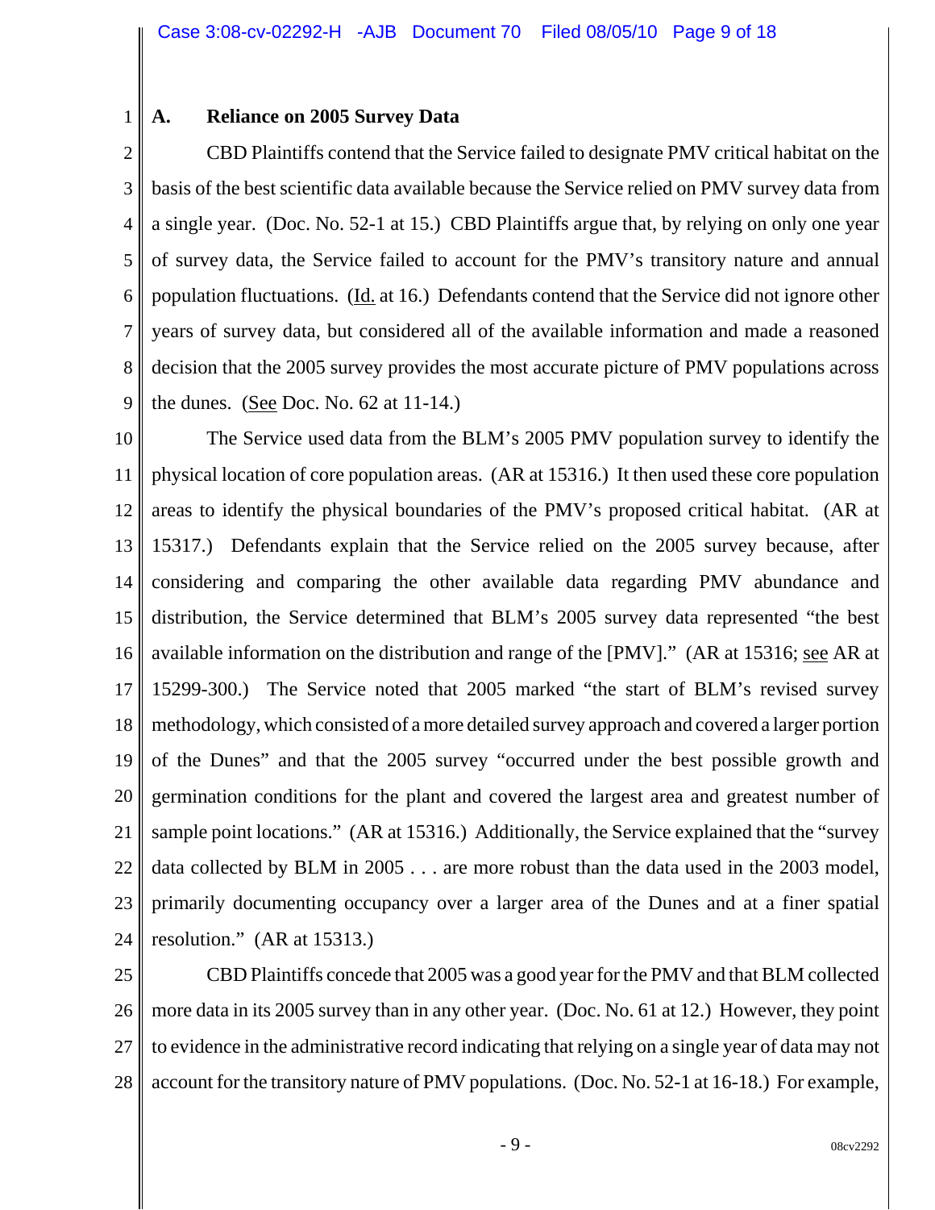### A. Reliance on 2005 Survey Data

CBD Plaintiffs contend that the Service failed to designate PMV critical habitat on the basis of the best scientific data available because the Service relied on PMV survey data from a single year. (Doc. No. 52-1 at 15.) CBD Plaintiffs argue that, by relying on only one year of survey data, the Service failed to account for the PMV's transitory nature and annual population fluctuations. (Id. at 16.) Defendants contend that the Service did not ignore other years of survey data, but considered all of the available information and made a reasoned decision that the 2005 survey provides the most accurate picture of PMV populations across the dunes. (See Doc. No. 62 at 11-14.)

The Service used data from the BLM's 2005 PMV population survey to identify the physical location of core population areas. (AR at 15316.) It then used these core population areas to identify the physical boundaries of the PMV's proposed critical habitat. (AR at 15317.) Defendants explain that the Service relied on the 2005 survey because, after considering and comparing the other available data regarding PMV abundance and distribution, the Service determined that BLM's 2005 survey data represented "the best available information on the distribution and range of the [PMV]." (AR at 15316; see AR at 15299-300.) The Service noted that 2005 marked "the start of BLM's revised survey methodology, which consisted of a more detailed survey approach and covered a larger portion of the Dunes" and that the 2005 survey "occurred under the best possible growth and germination conditions for the plant and covered the largest area and greatest number of sample point locations." (AR at 15316.) Additionally, the Service explained that the "survey data collected by BLM in 2005 . . . are more robust than the data used in the 2003 model, primarily documenting occupancy over a larger area of the Dunes and at a finer spatial resolution." (AR at 15313.)

CBD Plaintiffs concede that 2005 was a good year for the PMV and that BLM collected more data in its 2005 survey than in any other year. (Doc. No. 61 at 12.) However, they point to evidence in the administrative record indicating that relying on a single year of data may not account for the transitory nature of PMV populations. (Doc. No. 52-1 at 16-18.) For example,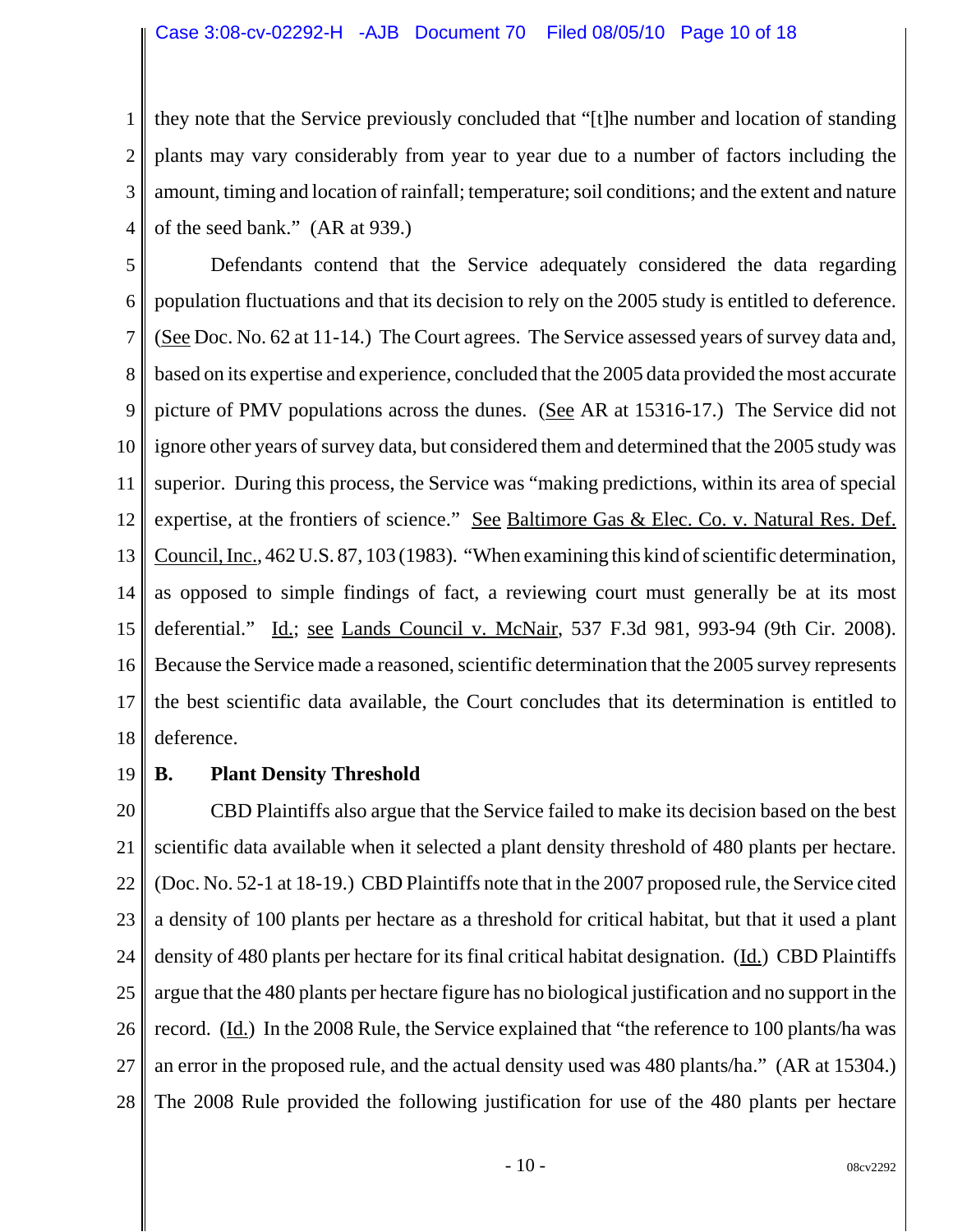they note that the Service previously concluded that "[t]he number and location of standing plants may vary considerably from year to year due to a number of factors including the amount, timing and location of rainfall; temperature; soil conditions; and the extent and nature of the seed bank." (AR at 939.)

Defendants contend that the Service adequately considered the data regarding population fluctuations and that its decision to rely on the 2005 study is entitled to deference. (See Doc. No. 62 at 11-14.) The Court agrees. The Service assessed years of survey data and, based on its expertise and experience, concluded that the 2005 data provided the most accurate picture of PMV populations across the dunes. (See AR at 15316-17.) The Service did not ignore other years of survey data, but considered them and determined that the 2005 study was superior. During this process, the Service was "making predictions, within its area of special expertise, at the frontiers of science." See Baltimore Gas & Elec. Co. v. Natural Res. Def. Council, Inc., 462 U.S. 87, 103 (1983). "When examining this kind of scientific determination, as opposed to simple findings of fact, a reviewing court must generally be at its most deferential." Id.; see Lands Council v. McNair, 537 F.3d 981, 993-94 (9th Cir. 2008). Because the Service made a reasoned, scientific determination that the 2005 survey represents the best scientific data available, the Court concludes that its determination is entitled to deference.

**B. Plant Density Threshold**

CBD Plaintiffs also argue that the Service failed to make its decision based on the best scientific data available when it selected a plant density threshold of 480 plants per hectare. (Doc. No. 52-1 at 18-19.) CBD Plaintiffs note that in the 2007 proposed rule, the Service cited a density of 100 plants per hectare as a threshold for critical habitat, but that it used a plant density of 480 plants per hectare for its final critical habitat designation. (Id.) CBD Plaintiffs argue that the 480 plants per hectare figure has no biological justification and no support in the record. (Id.) In the 2008 Rule, the Service explained that "the reference to 100 plants/ha was an error in the proposed rule, and the actual density used was 480 plants/ha." (AR at 15304.) The 2008 Rule provided the following justification for use of the 480 plants per hectare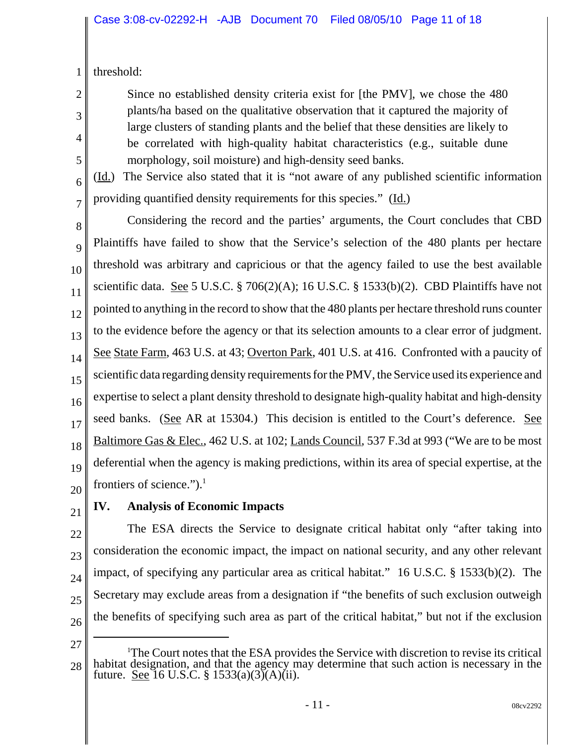threshold:

> Since no established density criteria exist for [the PMV], we chose the 480 plants/ha based on the qualitative observation that it captured the majority of large clusters of standing plants and the belief that these densities are likely to be correlated with high-quality habitat characteristics (e.g., suitable dune morphology, soil moisture) and high-density seed banks.

(Id.) The Service also stated that it is "not aware of any published scientific information providing quantified density requirements for this species." (Id.)

Considering the record and the parties' arguments, the Court concludes that CBD Plaintiffs have failed to show that the Service's selection of the 480 plants per hectare threshold was arbitrary and capricious or that the agency failed to use the best available scientific data. See 5 U.S.C. § 706(2)(A); 16 U.S.C. § 1533(b)(2). CBD Plaintiffs have not pointed to anything in the record to show that the 480 plants per hectare threshold runs counter to the evidence before the agency or that its selection amounts to a clear error of judgment. See State Farm, 463 U.S. at 43; Overton Park, 401 U.S. at 416. Confronted with a paucity of scientific data regarding density requirements for the PMV, the Service used its experience and expertise to select a plant density threshold to designate high-quality habitat and high-density seed banks. (See AR at 15304.) This decision is entitled to the Court's deference. See Baltimore Gas & Elec., 462 U.S. at 102; Lands Council, 537 F.3d at 993 ("We are to be most deferential when the agency is making predictions, within its area of special expertise, at the frontiers of science.").[1]

## IV. Analysis of Economic Impacts

The ESA directs the Service to designate critical habitat only "after taking into consideration the economic impact, the impact on national security, and any other relevant impact, of specifying any particular area as critical habitat." 16 U.S.C. § 1533(b)(2). The Secretary may exclude areas from a designation if "the benefits of such exclusion outweigh the benefits of specifying such area as part of the critical habitat," but not if the exclusion

---

[1] The Court notes that the ESA provides the Service with discretion to revise its critical habitat designation, and that the agency may determine that such action is necessary in the future. See 16 U.S.C. § 1533(a)(3)(A)(ii).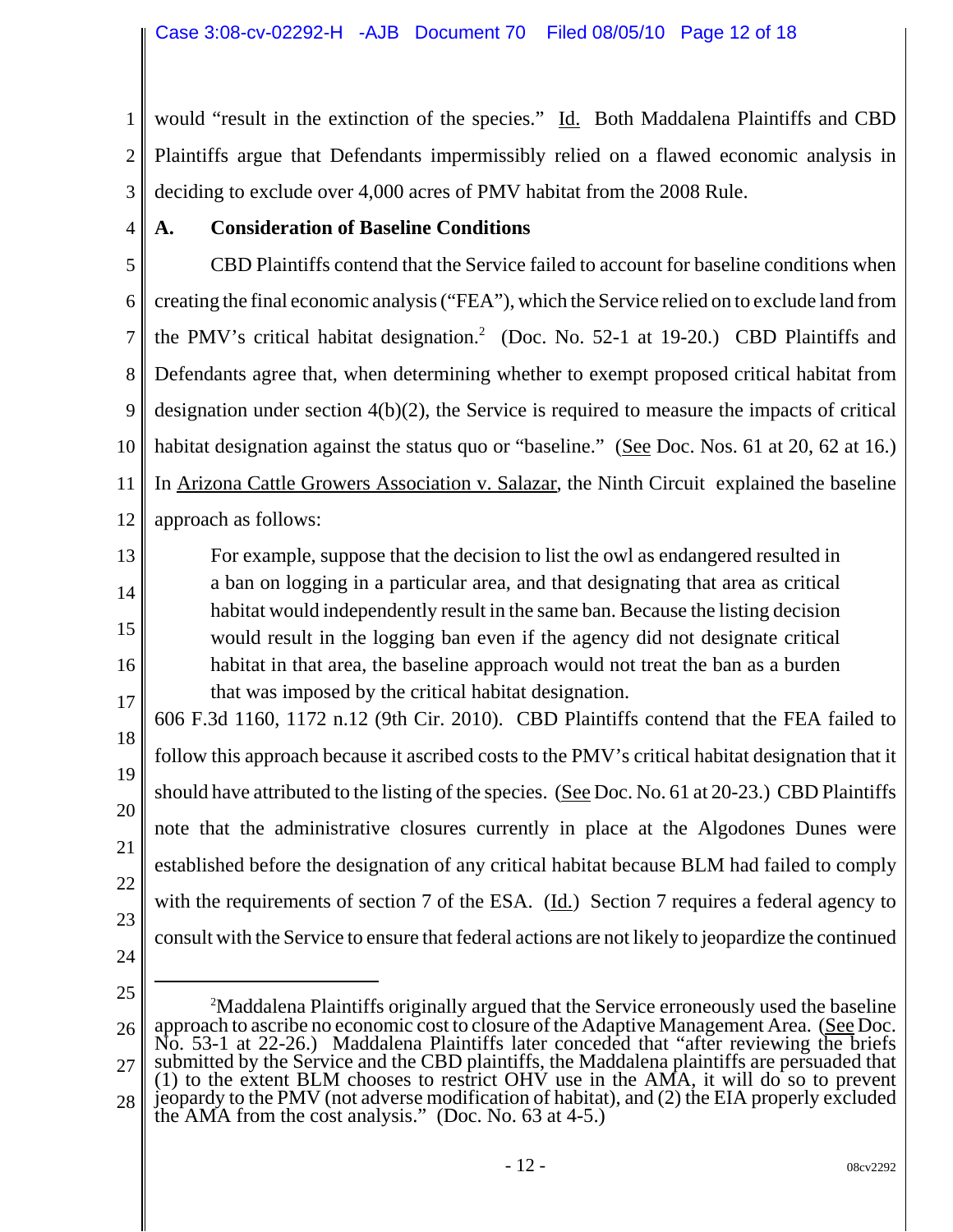would "result in the extinction of the species." Id. Both Maddalena Plaintiffs and CBD Plaintiffs argue that Defendants impermissibly relied on a flawed economic analysis in deciding to exclude over 4,000 acres of PMV habitat from the 2008 Rule.

**A. Consideration of Baseline Conditions**

CBD Plaintiffs contend that the Service failed to account for baseline conditions when creating the final economic analysis ("FEA"), which the Service relied on to exclude land from the PMV's critical habitat designation.[2] (Doc. No. 52-1 at 19-20.) CBD Plaintiffs and Defendants agree that, when determining whether to exempt proposed critical habitat from designation under section 4(b)(2), the Service is required to measure the impacts of critical habitat designation against the status quo or "baseline." (See Doc. Nos. 61 at 20, 62 at 16.) In Arizona Cattle Growers Association v. Salazar, the Ninth Circuit explained the baseline approach as follows:

> For example, suppose that the decision to list the owl as endangered resulted in a ban on logging in a particular area, and that designating that area as critical habitat would independently result in the same ban. Because the listing decision would result in the logging ban even if the agency did not designate critical habitat in that area, the baseline approach would not treat the ban as a burden that was imposed by the critical habitat designation.

606 F.3d 1160, 1172 n.12 (9th Cir. 2010). CBD Plaintiffs contend that the FEA failed to follow this approach because it ascribed costs to the PMV's critical habitat designation that it should have attributed to the listing of the species. (See Doc. No. 61 at 20-23.) CBD Plaintiffs note that the administrative closures currently in place at the Algodones Dunes were established before the designation of any critical habitat because BLM had failed to comply with the requirements of section 7 of the ESA. (Id.) Section 7 requires a federal agency to consult with the Service to ensure that federal actions are not likely to jeopardize the continued

---

[2] Maddalena Plaintiffs originally argued that the Service erroneously used the baseline approach to ascribe no economic cost to closure of the Adaptive Management Area. (See Doc. No. 53-1 at 22-26.) Maddalena Plaintiffs later conceded that "after reviewing the briefs submitted by the Service and the CBD plaintiffs, the Maddalena plaintiffs are persuaded that (1) to the extent BLM chooses to restrict OHV use in the AMA, it will do so to prevent jeopardy to the PMV (not adverse modification of habitat), and (2) the EIA properly excluded the AMA from the cost analysis." (Doc. No. 63 at 4-5.)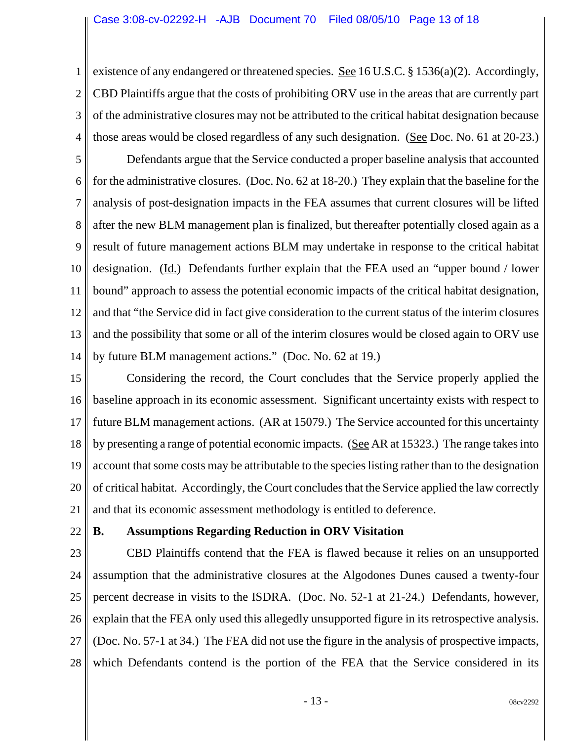existence of any endangered or threatened species. See 16 U.S.C. § 1536(a)(2). Accordingly, CBD Plaintiffs argue that the costs of prohibiting ORV use in the areas that are currently part of the administrative closures may not be attributed to the critical habitat designation because those areas would be closed regardless of any such designation. (See Doc. No. 61 at 20-23.)

Defendants argue that the Service conducted a proper baseline analysis that accounted for the administrative closures. (Doc. No. 62 at 18-20.) They explain that the baseline for the analysis of post-designation impacts in the FEA assumes that current closures will be lifted after the new BLM management plan is finalized, but thereafter potentially closed again as a result of future management actions BLM may undertake in response to the critical habitat designation. (Id.) Defendants further explain that the FEA used an "upper bound / lower bound" approach to assess the potential economic impacts of the critical habitat designation, and that "the Service did in fact give consideration to the current status of the interim closures and the possibility that some or all of the interim closures would be closed again to ORV use by future BLM management actions." (Doc. No. 62 at 19.)

Considering the record, the Court concludes that the Service properly applied the baseline approach in its economic assessment. Significant uncertainty exists with respect to future BLM management actions. (AR at 15079.) The Service accounted for this uncertainty by presenting a range of potential economic impacts. (See AR at 15323.) The range takes into account that some costs may be attributable to the species listing rather than to the designation of critical habitat. Accordingly, the Court concludes that the Service applied the law correctly and that its economic assessment methodology is entitled to deference.

### B. Assumptions Regarding Reduction in ORV Visitation

CBD Plaintiffs contend that the FEA is flawed because it relies on an unsupported assumption that the administrative closures at the Algodones Dunes caused a twenty-four percent decrease in visits to the ISDRA. (Doc. No. 52-1 at 21-24.) Defendants, however, explain that the FEA only used this allegedly unsupported figure in its retrospective analysis. (Doc. No. 57-1 at 34.) The FEA did not use the figure in the analysis of prospective impacts, which Defendants contend is the portion of the FEA that the Service considered in its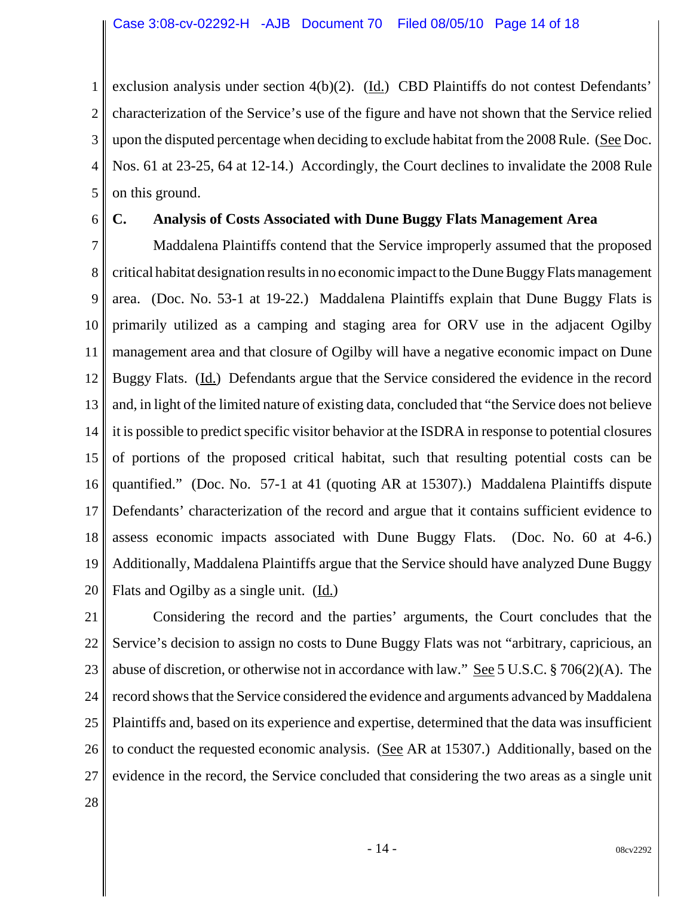exclusion analysis under section 4(b)(2). (Id.) CBD Plaintiffs do not contest Defendants' characterization of the Service's use of the figure and have not shown that the Service relied upon the disputed percentage when deciding to exclude habitat from the 2008 Rule. (See Doc. Nos. 61 at 23-25, 64 at 12-14.) Accordingly, the Court declines to invalidate the 2008 Rule on this ground.

**C. Analysis of Costs Associated with Dune Buggy Flats Management Area**

Maddalena Plaintiffs contend that the Service improperly assumed that the proposed critical habitat designation results in no economic impact to the Dune Buggy Flats management area. (Doc. No. 53-1 at 19-22.) Maddalena Plaintiffs explain that Dune Buggy Flats is primarily utilized as a camping and staging area for ORV use in the adjacent Ogilby management area and that closure of Ogilby will have a negative economic impact on Dune Buggy Flats. (Id.) Defendants argue that the Service considered the evidence in the record and, in light of the limited nature of existing data, concluded that "the Service does not believe it is possible to predict specific visitor behavior at the ISDRA in response to potential closures of portions of the proposed critical habitat, such that resulting potential costs can be quantified." (Doc. No. 57-1 at 41 (quoting AR at 15307).) Maddalena Plaintiffs dispute Defendants' characterization of the record and argue that it contains sufficient evidence to assess economic impacts associated with Dune Buggy Flats. (Doc. No. 60 at 4-6.) Additionally, Maddalena Plaintiffs argue that the Service should have analyzed Dune Buggy Flats and Ogilby as a single unit. (Id.)

Considering the record and the parties' arguments, the Court concludes that the Service's decision to assign no costs to Dune Buggy Flats was not "arbitrary, capricious, an abuse of discretion, or otherwise not in accordance with law." See 5 U.S.C. § 706(2)(A). The record shows that the Service considered the evidence and arguments advanced by Maddalena Plaintiffs and, based on its experience and expertise, determined that the data was insufficient to conduct the requested economic analysis. (See AR at 15307.) Additionally, based on the evidence in the record, the Service concluded that considering the two areas as a single unit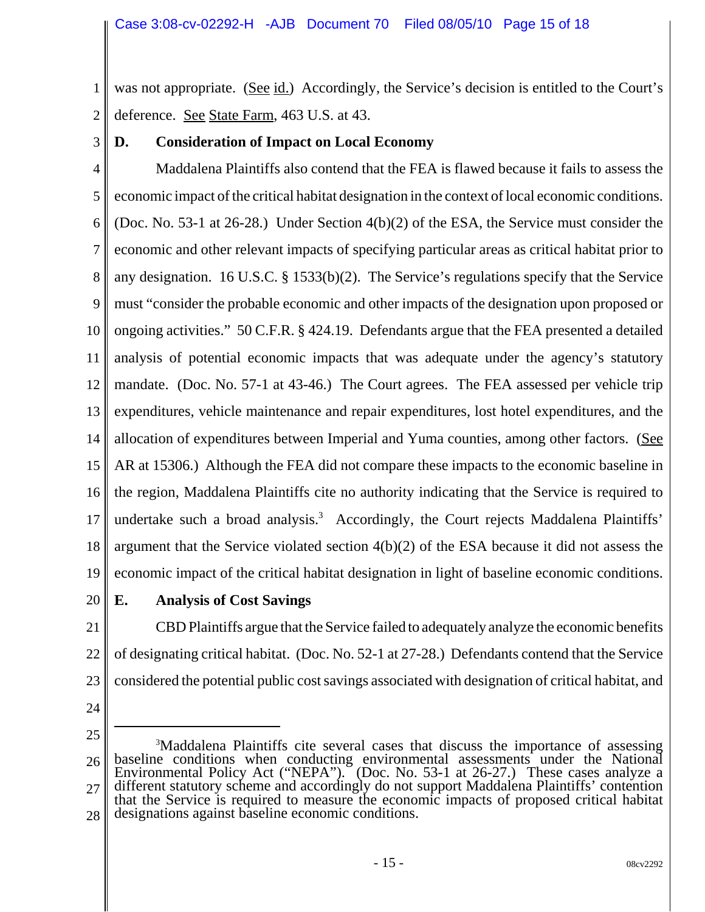was not appropriate. (See id.) Accordingly, the Service's decision is entitled to the Court's deference. See State Farm, 463 U.S. at 43.

### D. Consideration of Impact on Local Economy

Maddalena Plaintiffs also contend that the FEA is flawed because it fails to assess the economic impact of the critical habitat designation in the context of local economic conditions. (Doc. No. 53-1 at 26-28.) Under Section 4(b)(2) of the ESA, the Service must consider the economic and other relevant impacts of specifying particular areas as critical habitat prior to any designation. 16 U.S.C. § 1533(b)(2). The Service's regulations specify that the Service must "consider the probable economic and other impacts of the designation upon proposed or ongoing activities." 50 C.F.R. § 424.19. Defendants argue that the FEA presented a detailed analysis of potential economic impacts that was adequate under the agency's statutory mandate. (Doc. No. 57-1 at 43-46.) The Court agrees. The FEA assessed per vehicle trip expenditures, vehicle maintenance and repair expenditures, lost hotel expenditures, and the allocation of expenditures between Imperial and Yuma counties, among other factors. (See AR at 15306.) Although the FEA did not compare these impacts to the economic baseline in the region, Maddalena Plaintiffs cite no authority indicating that the Service is required to undertake such a broad analysis.[3] Accordingly, the Court rejects Maddalena Plaintiffs' argument that the Service violated section 4(b)(2) of the ESA because it did not assess the economic impact of the critical habitat designation in light of baseline economic conditions.

### E. Analysis of Cost Savings

CBD Plaintiffs argue that the Service failed to adequately analyze the economic benefits of designating critical habitat. (Doc. No. 52-1 at 27-28.) Defendants contend that the Service considered the potential public cost savings associated with designation of critical habitat, and

---

[3]Maddalena Plaintiffs cite several cases that discuss the importance of assessing baseline conditions when conducting environmental assessments under the National Environmental Policy Act ("NEPA"). (Doc. No. 53-1 at 26-27.) These cases analyze a different statutory scheme and accordingly do not support Maddalena Plaintiffs' contention that the Service is required to measure the economic impacts of proposed critical habitat designations against baseline economic conditions.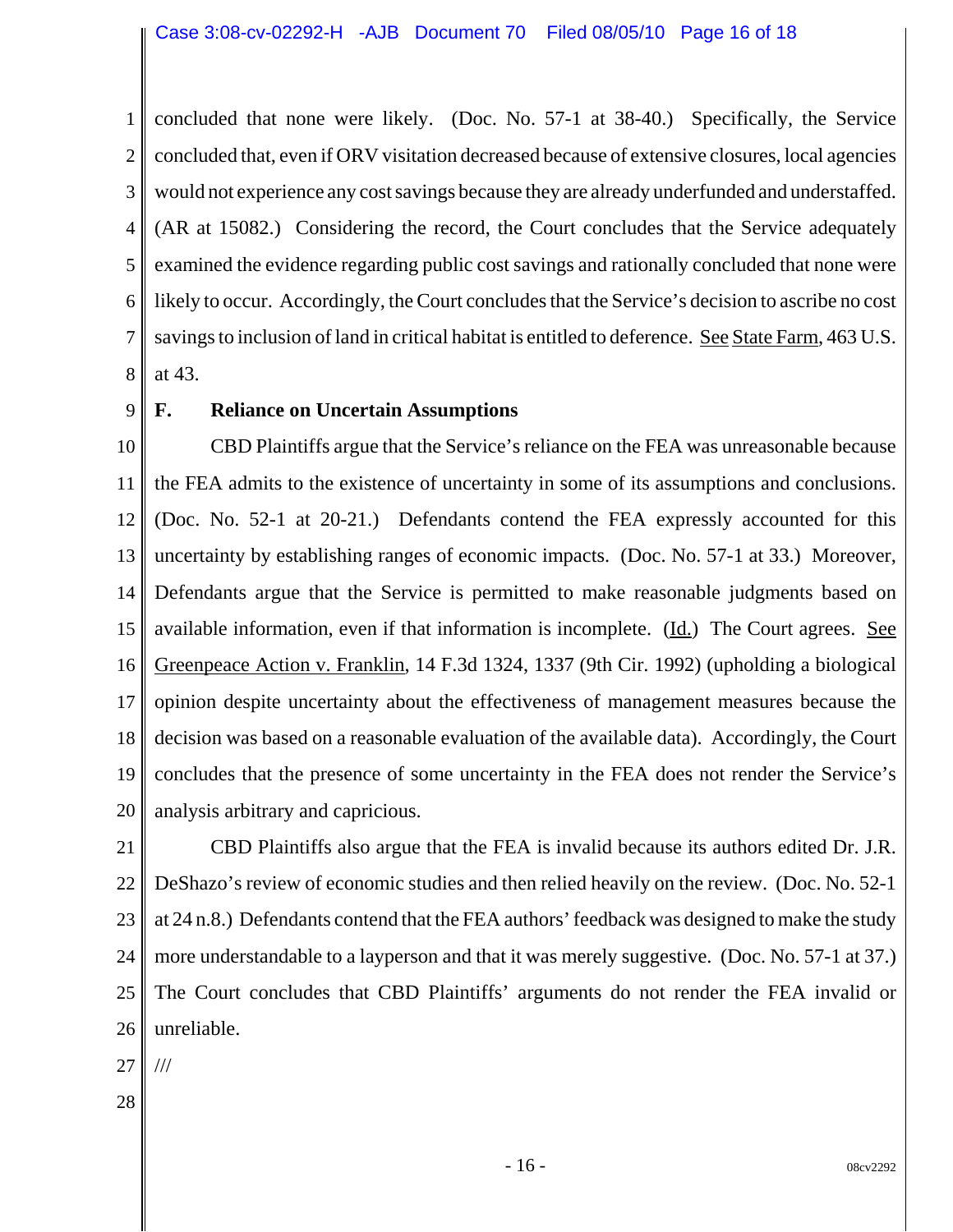concluded that none were likely. (Doc. No. 57-1 at 38-40.) Specifically, the Service concluded that, even if ORV visitation decreased because of extensive closures, local agencies would not experience any cost savings because they are already underfunded and understaffed. (AR at 15082.) Considering the record, the Court concludes that the Service adequately examined the evidence regarding public cost savings and rationally concluded that none were likely to occur. Accordingly, the Court concludes that the Service's decision to ascribe no cost savings to inclusion of land in critical habitat is entitled to deference. See State Farm, 463 U.S. at 43.

### F. Reliance on Uncertain Assumptions

CBD Plaintiffs argue that the Service's reliance on the FEA was unreasonable because the FEA admits to the existence of uncertainty in some of its assumptions and conclusions. (Doc. No. 52-1 at 20-21.) Defendants contend the FEA expressly accounted for this uncertainty by establishing ranges of economic impacts. (Doc. No. 57-1 at 33.) Moreover, Defendants argue that the Service is permitted to make reasonable judgments based on available information, even if that information is incomplete. (Id.) The Court agrees. See Greenpeace Action v. Franklin, 14 F.3d 1324, 1337 (9th Cir. 1992) (upholding a biological opinion despite uncertainty about the effectiveness of management measures because the decision was based on a reasonable evaluation of the available data). Accordingly, the Court concludes that the presence of some uncertainty in the FEA does not render the Service's analysis arbitrary and capricious.

CBD Plaintiffs also argue that the FEA is invalid because its authors edited Dr. J.R. DeShazo's review of economic studies and then relied heavily on the review. (Doc. No. 52-1 at 24 n.8.) Defendants contend that the FEA authors' feedback was designed to make the study more understandable to a layperson and that it was merely suggestive. (Doc. No. 57-1 at 37.) The Court concludes that CBD Plaintiffs' arguments do not render the FEA invalid or unreliable.

///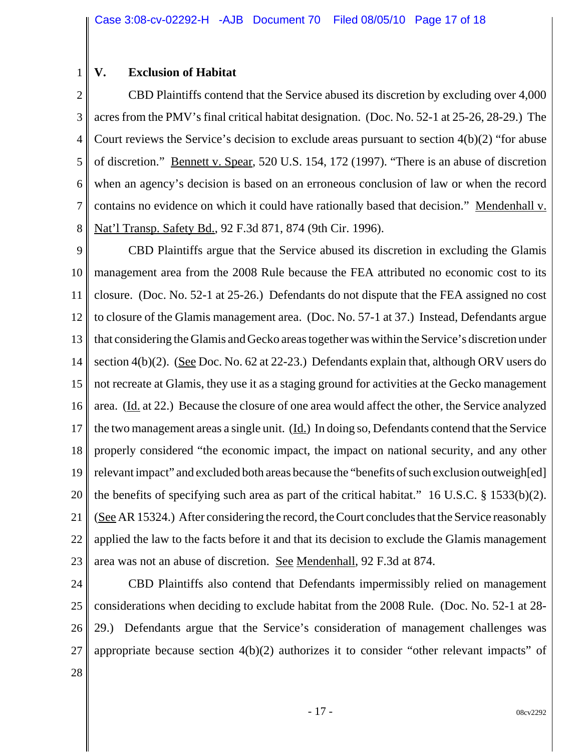## V. Exclusion of Habitat

CBD Plaintiffs contend that the Service abused its discretion by excluding over 4,000 acres from the PMV's final critical habitat designation. (Doc. No. 52-1 at 25-26, 28-29.) The Court reviews the Service's decision to exclude areas pursuant to section 4(b)(2) "for abuse of discretion." Bennett v. Spear, 520 U.S. 154, 172 (1997). "There is an abuse of discretion when an agency's decision is based on an erroneous conclusion of law or when the record contains no evidence on which it could have rationally based that decision." Mendenhall v. Nat'l Transp. Safety Bd., 92 F.3d 871, 874 (9th Cir. 1996).

CBD Plaintiffs argue that the Service abused its discretion in excluding the Glamis management area from the 2008 Rule because the FEA attributed no economic cost to its closure. (Doc. No. 52-1 at 25-26.) Defendants do not dispute that the FEA assigned no cost to closure of the Glamis management area. (Doc. No. 57-1 at 37.) Instead, Defendants argue that considering the Glamis and Gecko areas together was within the Service's discretion under section 4(b)(2). (See Doc. No. 62 at 22-23.) Defendants explain that, although ORV users do not recreate at Glamis, they use it as a staging ground for activities at the Gecko management area. (Id. at 22.) Because the closure of one area would affect the other, the Service analyzed the two management areas a single unit. (Id.) In doing so, Defendants contend that the Service properly considered "the economic impact, the impact on national security, and any other relevant impact" and excluded both areas because the "benefits of such exclusion outweigh[ed] the benefits of specifying such area as part of the critical habitat." 16 U.S.C. § 1533(b)(2). (See AR 15324.) After considering the record, the Court concludes that the Service reasonably applied the law to the facts before it and that its decision to exclude the Glamis management area was not an abuse of discretion. See Mendenhall, 92 F.3d at 874.

CBD Plaintiffs also contend that Defendants impermissibly relied on management considerations when deciding to exclude habitat from the 2008 Rule. (Doc. No. 52-1 at 28-29.) Defendants argue that the Service's consideration of management challenges was appropriate because section 4(b)(2) authorizes it to consider "other relevant impacts" of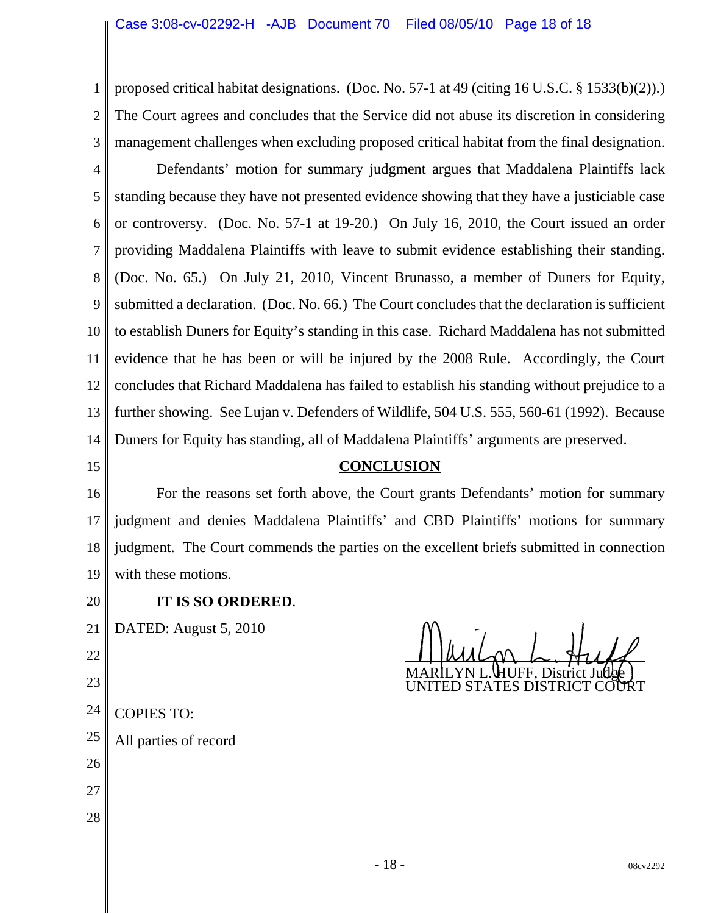proposed critical habitat designations. (Doc. No. 57-1 at 49 (citing 16 U.S.C. § 1533(b)(2)).) The Court agrees and concludes that the Service did not abuse its discretion in considering management challenges when excluding proposed critical habitat from the final designation.

Defendants' motion for summary judgment argues that Maddalena Plaintiffs lack standing because they have not presented evidence showing that they have a justiciable case or controversy. (Doc. No. 57-1 at 19-20.) On July 16, 2010, the Court issued an order providing Maddalena Plaintiffs with leave to submit evidence establishing their standing. (Doc. No. 65.) On July 21, 2010, Vincent Brunasso, a member of Duners for Equity, submitted a declaration. (Doc. No. 66.) The Court concludes that the declaration is sufficient to establish Duners for Equity's standing in this case. Richard Maddalena has not submitted evidence that he has been or will be injured by the 2008 Rule. Accordingly, the Court concludes that Richard Maddalena has failed to establish his standing without prejudice to a further showing. See Lujan v. Defenders of Wildlife, 504 U.S. 555, 560-61 (1992). Because Duners for Equity has standing, all of Maddalena Plaintiffs' arguments are preserved.

## CONCLUSION

For the reasons set forth above, the Court grants Defendants' motion for summary judgment and denies Maddalena Plaintiffs' and CBD Plaintiffs' motions for summary judgment. The Court commends the parties on the excellent briefs submitted in connection with these motions.

**IT IS SO ORDERED**.

DATED: August 5, 2010

MARILYN L. HUFF, District Judge
UNITED STATES DISTRICT COURT

COPIES TO:

All parties of record